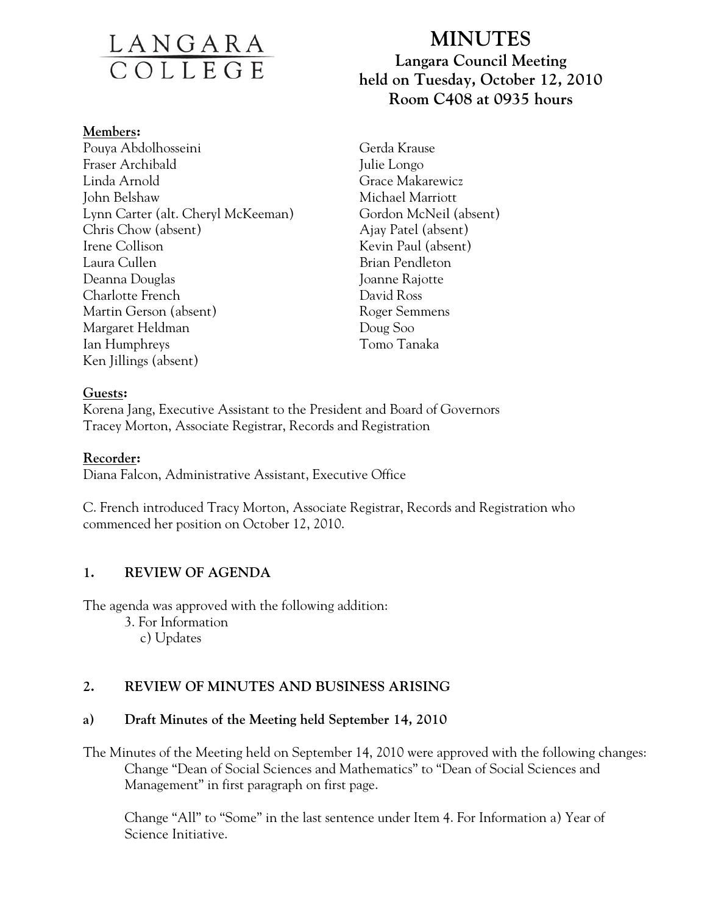LANGARA COLLEGE

# MINUTES

**Langara Council Meeting**
**held on Tuesday, October 12, 2010**
**Room C408 at 0935 hours**

**Members:**

Pouya Abdolhosseini
Fraser Archibald
Linda Arnold
John Belshaw
Lynn Carter (alt. Cheryl McKeeman)
Chris Chow (absent)
Irene Collison
Laura Cullen
Deanna Douglas
Charlotte French
Martin Gerson (absent)
Margaret Heldman
Ian Humphreys
Ken Jillings (absent)
Gerda Krause
Julie Longo
Grace Makarewicz
Michael Marriott
Gordon McNeil (absent)
Ajay Patel (absent)
Kevin Paul (absent)
Brian Pendleton
Joanne Rajotte
David Ross
Roger Semmens
Doug Soo
Tomo Tanaka

**Guests:**

Korena Jang, Executive Assistant to the President and Board of Governors
Tracey Morton, Associate Registrar, Records and Registration

**Recorder:**

Diana Falcon, Administrative Assistant, Executive Office

C. French introduced Tracy Morton, Associate Registrar, Records and Registration who commenced her position on October 12, 2010.

## 1. REVIEW OF AGENDA

The agenda was approved with the following addition:

3. For Information
   c) Updates

## 2. REVIEW OF MINUTES AND BUSINESS ARISING

### a) Draft Minutes of the Meeting held September 14, 2010

The Minutes of the Meeting held on September 14, 2010 were approved with the following changes:

Change "Dean of Social Sciences and Mathematics" to "Dean of Social Sciences and Management" in first paragraph on first page.

Change "All" to "Some" in the last sentence under Item 4. For Information a) Year of Science Initiative.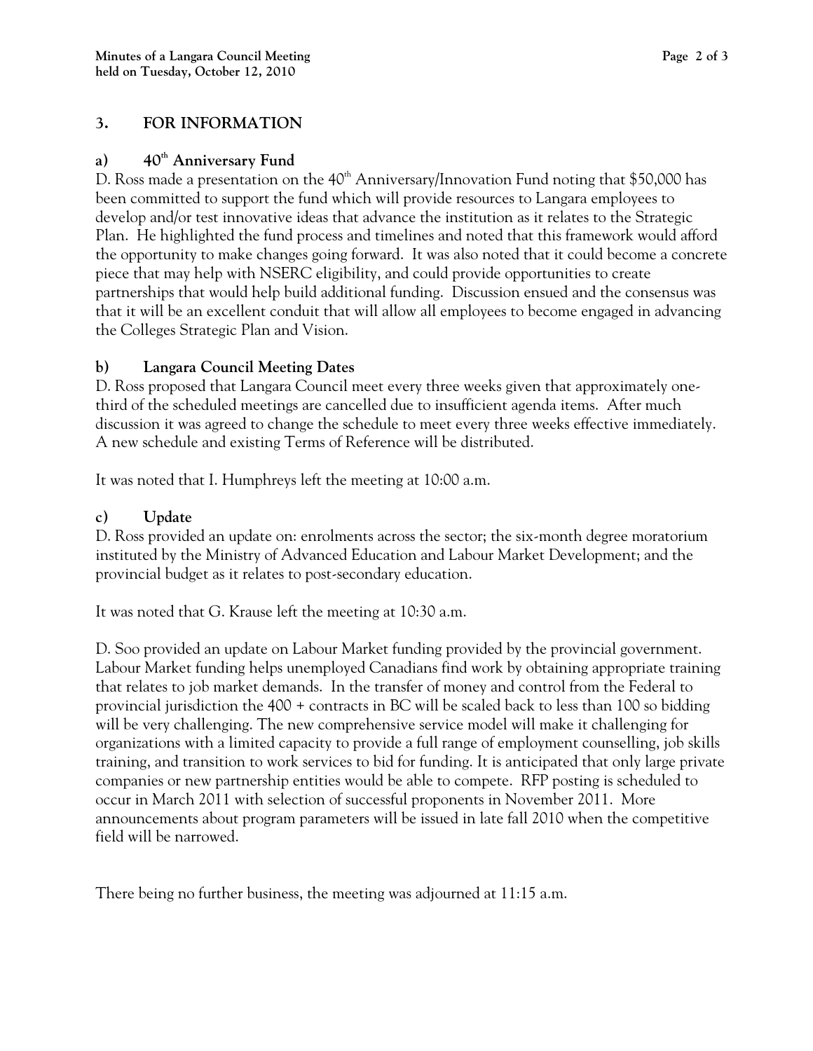## 3. FOR INFORMATION

### a) 40th Anniversary Fund

D. Ross made a presentation on the 40th Anniversary/Innovation Fund noting that $50,000 has been committed to support the fund which will provide resources to Langara employees to develop and/or test innovative ideas that advance the institution as it relates to the Strategic Plan. He highlighted the fund process and timelines and noted that this framework would afford the opportunity to make changes going forward. It was also noted that it could become a concrete piece that may help with NSERC eligibility, and could provide opportunities to create partnerships that would help build additional funding. Discussion ensued and the consensus was that it will be an excellent conduit that will allow all employees to become engaged in advancing the Colleges Strategic Plan and Vision.

### b) Langara Council Meeting Dates

D. Ross proposed that Langara Council meet every three weeks given that approximately one-third of the scheduled meetings are cancelled due to insufficient agenda items. After much discussion it was agreed to change the schedule to meet every three weeks effective immediately. A new schedule and existing Terms of Reference will be distributed.

It was noted that I. Humphreys left the meeting at 10:00 a.m.

### c) Update

D. Ross provided an update on: enrolments across the sector; the six-month degree moratorium instituted by the Ministry of Advanced Education and Labour Market Development; and the provincial budget as it relates to post-secondary education.

It was noted that G. Krause left the meeting at 10:30 a.m.

D. Soo provided an update on Labour Market funding provided by the provincial government. Labour Market funding helps unemployed Canadians find work by obtaining appropriate training that relates to job market demands. In the transfer of money and control from the Federal to provincial jurisdiction the 400 + contracts in BC will be scaled back to less than 100 so bidding will be very challenging. The new comprehensive service model will make it challenging for organizations with a limited capacity to provide a full range of employment counselling, job skills training, and transition to work services to bid for funding. It is anticipated that only large private companies or new partnership entities would be able to compete. RFP posting is scheduled to occur in March 2011 with selection of successful proponents in November 2011. More announcements about program parameters will be issued in late fall 2010 when the competitive field will be narrowed.

There being no further business, the meeting was adjourned at 11:15 a.m.